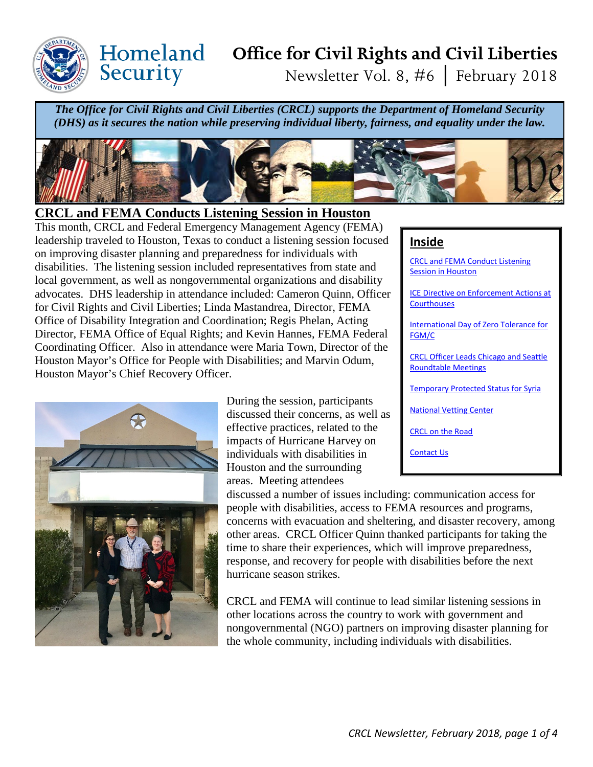# Office for Civil Rights and Civil Liberties

Newsletter Vol. 8, #6 | February 2018

***The Office for Civil Rights and Civil Liberties (CRCL) supports the Department of Homeland Security (DHS) as it secures the nation while preserving individual liberty, fairness, and equality under the law.***

## CRCL and FEMA Conducts Listening Session in Houston

This month, CRCL and Federal Emergency Management Agency (FEMA) leadership traveled to Houston, Texas to conduct a listening session focused on improving disaster planning and preparedness for individuals with disabilities. The listening session included representatives from state and local government, as well as nongovernmental organizations and disability advocates. DHS leadership in attendance included: Cameron Quinn, Officer for Civil Rights and Civil Liberties; Linda Mastandrea, Director, FEMA Office of Disability Integration and Coordination; Regis Phelan, Acting Director, FEMA Office of Equal Rights; and Kevin Hannes, FEMA Federal Coordinating Officer. Also in attendance were Maria Town, Director of the Houston Mayor's Office for People with Disabilities; and Marvin Odum, Houston Mayor's Chief Recovery Officer.

During the session, participants discussed their concerns, as well as effective practices, related to the impacts of Hurricane Harvey on individuals with disabilities in Houston and the surrounding areas. Meeting attendees discussed a number of issues including: communication access for people with disabilities, access to FEMA resources and programs, concerns with evacuation and sheltering, and disaster recovery, among other areas. CRCL Officer Quinn thanked participants for taking the time to share their experiences, which will improve preparedness, response, and recovery for people with disabilities before the next hurricane season strikes.

CRCL and FEMA will continue to lead similar listening sessions in other locations across the country to work with government and nongovernmental (NGO) partners on improving disaster planning for the whole community, including individuals with disabilities.

## Inside

- CRCL and FEMA Conduct Listening Session in Houston
- ICE Directive on Enforcement Actions at Courthouses
- International Day of Zero Tolerance for FGM/C
- CRCL Officer Leads Chicago and Seattle Roundtable Meetings
- Temporary Protected Status for Syria
- National Vetting Center
- CRCL on the Road
- Contact Us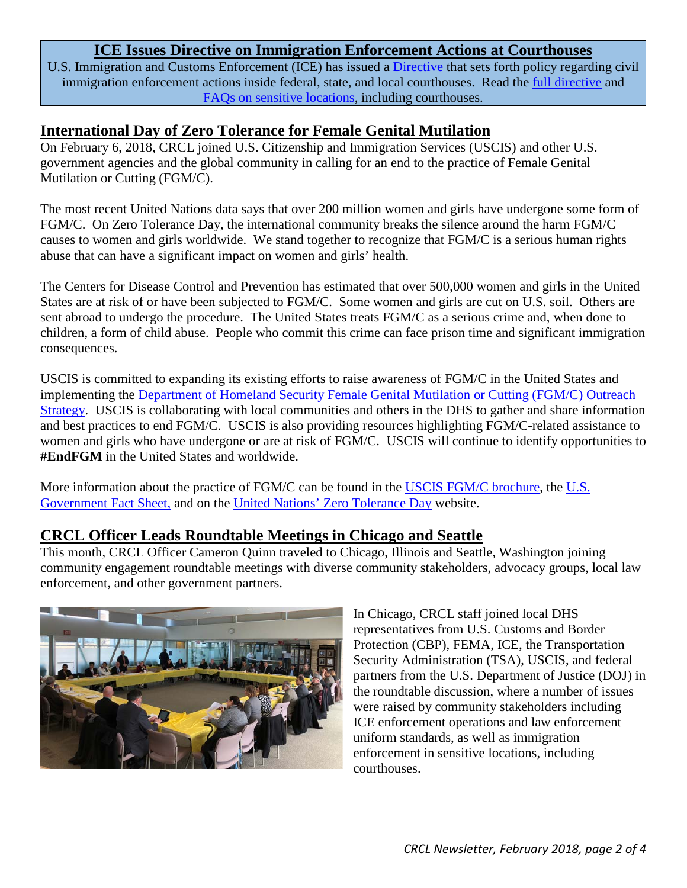## ICE Issues Directive on Immigration Enforcement Actions at Courthouses

U.S. Immigration and Customs Enforcement (ICE) has issued a Directive that sets forth policy regarding civil immigration enforcement actions inside federal, state, and local courthouses. Read the full directive and FAQs on sensitive locations, including courthouses.

## International Day of Zero Tolerance for Female Genital Mutilation

On February 6, 2018, CRCL joined U.S. Citizenship and Immigration Services (USCIS) and other U.S. government agencies and the global community in calling for an end to the practice of Female Genital Mutilation or Cutting (FGM/C).

The most recent United Nations data says that over 200 million women and girls have undergone some form of FGM/C. On Zero Tolerance Day, the international community breaks the silence around the harm FGM/C causes to women and girls worldwide. We stand together to recognize that FGM/C is a serious human rights abuse that can have a significant impact on women and girls' health.

The Centers for Disease Control and Prevention has estimated that over 500,000 women and girls in the United States are at risk of or have been subjected to FGM/C. Some women and girls are cut on U.S. soil. Others are sent abroad to undergo the procedure. The United States treats FGM/C as a serious crime and, when done to children, a form of child abuse. People who commit this crime can face prison time and significant immigration consequences.

USCIS is committed to expanding its existing efforts to raise awareness of FGM/C in the United States and implementing the Department of Homeland Security Female Genital Mutilation or Cutting (FGM/C) Outreach Strategy. USCIS is collaborating with local communities and others in the DHS to gather and share information and best practices to end FGM/C. USCIS is also providing resources highlighting FGM/C-related assistance to women and girls who have undergone or are at risk of FGM/C. USCIS will continue to identify opportunities to **#EndFGM** in the United States and worldwide.

More information about the practice of FGM/C can be found in the USCIS FGM/C brochure, the U.S. Government Fact Sheet, and on the United Nations' Zero Tolerance Day website.

## CRCL Officer Leads Roundtable Meetings in Chicago and Seattle

This month, CRCL Officer Cameron Quinn traveled to Chicago, Illinois and Seattle, Washington joining community engagement roundtable meetings with diverse community stakeholders, advocacy groups, local law enforcement, and other government partners.

In Chicago, CRCL staff joined local DHS representatives from U.S. Customs and Border Protection (CBP), FEMA, ICE, the Transportation Security Administration (TSA), USCIS, and federal partners from the U.S. Department of Justice (DOJ) in the roundtable discussion, where a number of issues were raised by community stakeholders including ICE enforcement operations and law enforcement uniform standards, as well as immigration enforcement in sensitive locations, including courthouses.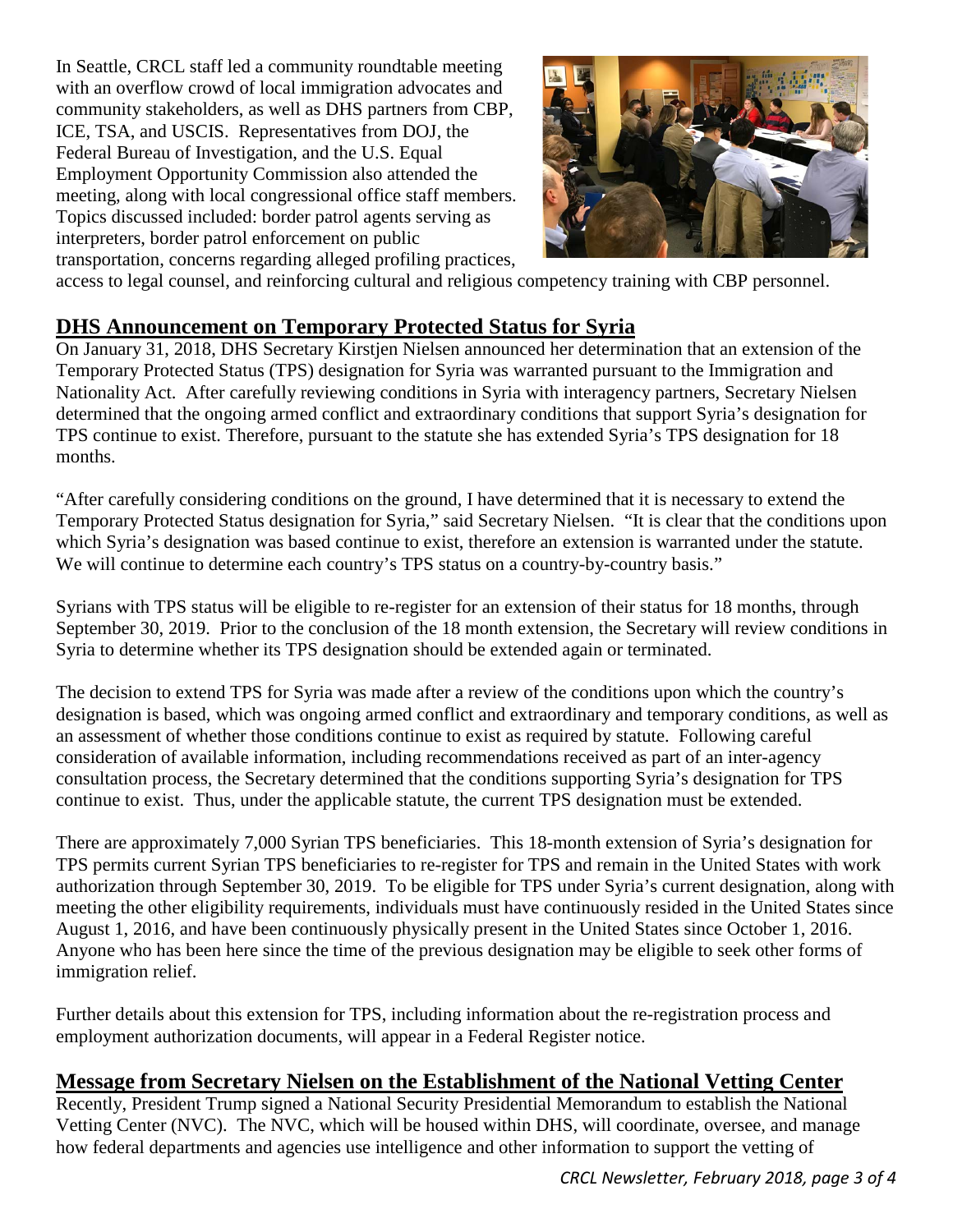In Seattle, CRCL staff led a community roundtable meeting with an overflow crowd of local immigration advocates and community stakeholders, as well as DHS partners from CBP, ICE, TSA, and USCIS. Representatives from DOJ, the Federal Bureau of Investigation, and the U.S. Equal Employment Opportunity Commission also attended the meeting, along with local congressional office staff members. Topics discussed included: border patrol agents serving as interpreters, border patrol enforcement on public transportation, concerns regarding alleged profiling practices, access to legal counsel, and reinforcing cultural and religious competency training with CBP personnel.

## DHS Announcement on Temporary Protected Status for Syria

On January 31, 2018, DHS Secretary Kirstjen Nielsen announced her determination that an extension of the Temporary Protected Status (TPS) designation for Syria was warranted pursuant to the Immigration and Nationality Act. After carefully reviewing conditions in Syria with interagency partners, Secretary Nielsen determined that the ongoing armed conflict and extraordinary conditions that support Syria's designation for TPS continue to exist. Therefore, pursuant to the statute she has extended Syria's TPS designation for 18 months.

"After carefully considering conditions on the ground, I have determined that it is necessary to extend the Temporary Protected Status designation for Syria," said Secretary Nielsen. "It is clear that the conditions upon which Syria's designation was based continue to exist, therefore an extension is warranted under the statute. We will continue to determine each country's TPS status on a country-by-country basis."

Syrians with TPS status will be eligible to re-register for an extension of their status for 18 months, through September 30, 2019. Prior to the conclusion of the 18 month extension, the Secretary will review conditions in Syria to determine whether its TPS designation should be extended again or terminated.

The decision to extend TPS for Syria was made after a review of the conditions upon which the country's designation is based, which was ongoing armed conflict and extraordinary and temporary conditions, as well as an assessment of whether those conditions continue to exist as required by statute. Following careful consideration of available information, including recommendations received as part of an inter-agency consultation process, the Secretary determined that the conditions supporting Syria's designation for TPS continue to exist. Thus, under the applicable statute, the current TPS designation must be extended.

There are approximately 7,000 Syrian TPS beneficiaries. This 18-month extension of Syria's designation for TPS permits current Syrian TPS beneficiaries to re-register for TPS and remain in the United States with work authorization through September 30, 2019. To be eligible for TPS under Syria's current designation, along with meeting the other eligibility requirements, individuals must have continuously resided in the United States since August 1, 2016, and have been continuously physically present in the United States since October 1, 2016. Anyone who has been here since the time of the previous designation may be eligible to seek other forms of immigration relief.

Further details about this extension for TPS, including information about the re-registration process and employment authorization documents, will appear in a Federal Register notice.

## Message from Secretary Nielsen on the Establishment of the National Vetting Center

Recently, President Trump signed a National Security Presidential Memorandum to establish the National Vetting Center (NVC). The NVC, which will be housed within DHS, will coordinate, oversee, and manage how federal departments and agencies use intelligence and other information to support the vetting of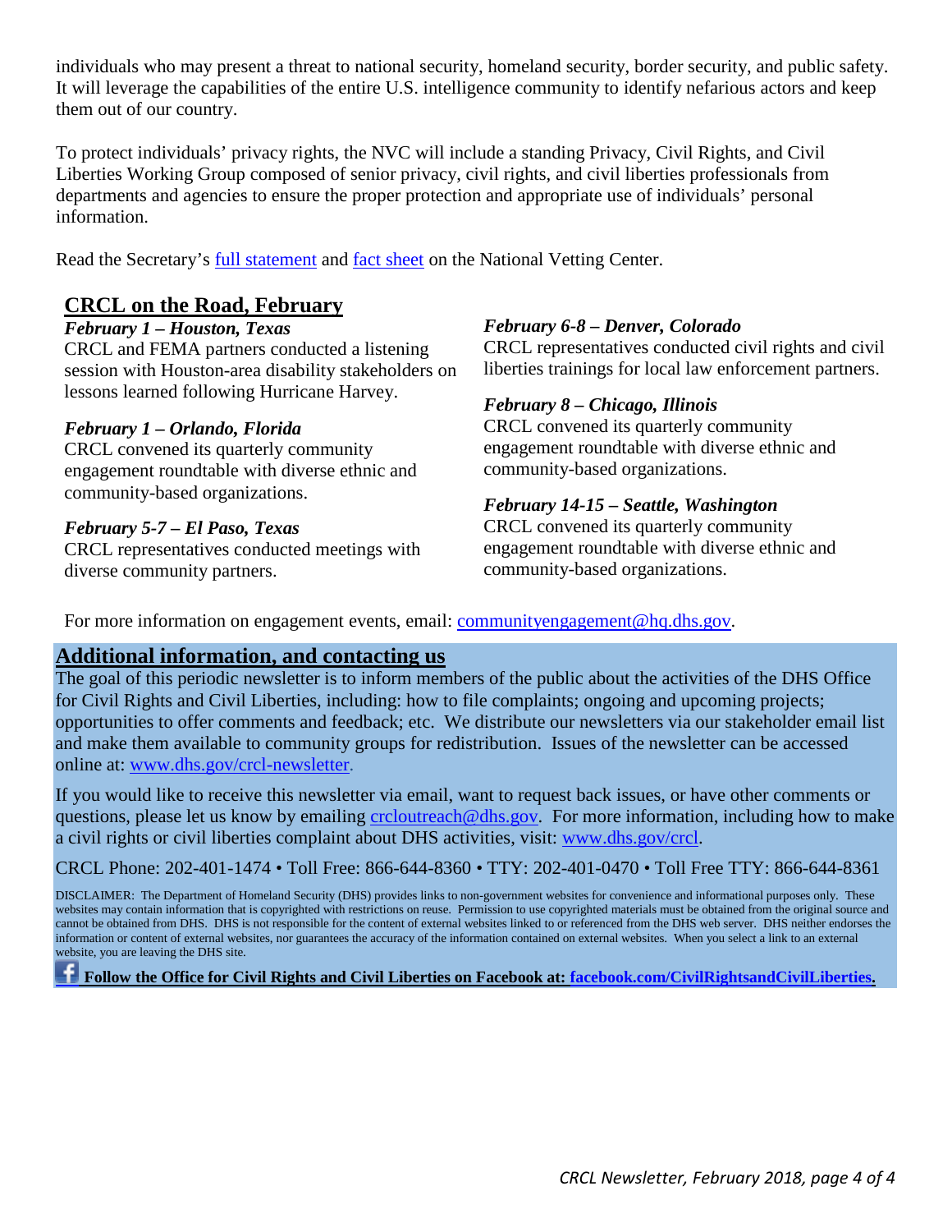individuals who may present a threat to national security, homeland security, border security, and public safety. It will leverage the capabilities of the entire U.S. intelligence community to identify nefarious actors and keep them out of our country.

To protect individuals' privacy rights, the NVC will include a standing Privacy, Civil Rights, and Civil Liberties Working Group composed of senior privacy, civil rights, and civil liberties professionals from departments and agencies to ensure the proper protection and appropriate use of individuals' personal information.

Read the Secretary's [full statement] and [fact sheet] on the National Vetting Center.

## CRCL on the Road, February

***February 1 – Houston, Texas***
CRCL and FEMA partners conducted a listening session with Houston-area disability stakeholders on lessons learned following Hurricane Harvey.

***February 1 – Orlando, Florida***
CRCL convened its quarterly community engagement roundtable with diverse ethnic and community-based organizations.

***February 5-7 – El Paso, Texas***
CRCL representatives conducted meetings with diverse community partners.

***February 6-8 – Denver, Colorado***
CRCL representatives conducted civil rights and civil liberties trainings for local law enforcement partners.

***February 8 – Chicago, Illinois***
CRCL convened its quarterly community engagement roundtable with diverse ethnic and community-based organizations.

***February 14-15 – Seattle, Washington***
CRCL convened its quarterly community engagement roundtable with diverse ethnic and community-based organizations.

For more information on engagement events, email: communityengagement@hq.dhs.gov.

## Additional information, and contacting us

The goal of this periodic newsletter is to inform members of the public about the activities of the DHS Office for Civil Rights and Civil Liberties, including: how to file complaints; ongoing and upcoming projects; opportunities to offer comments and feedback; etc. We distribute our newsletters via our stakeholder email list and make them available to community groups for redistribution. Issues of the newsletter can be accessed online at: www.dhs.gov/crcl-newsletter.

If you would like to receive this newsletter via email, want to request back issues, or have other comments or questions, please let us know by emailing crcloutreach@dhs.gov. For more information, including how to make a civil rights or civil liberties complaint about DHS activities, visit: www.dhs.gov/crcl.

CRCL Phone: 202-401-1474 • Toll Free: 866-644-8360 • TTY: 202-401-0470 • Toll Free TTY: 866-644-8361

DISCLAIMER: The Department of Homeland Security (DHS) provides links to non-government websites for convenience and informational purposes only. These websites may contain information that is copyrighted with restrictions on reuse. Permission to use copyrighted materials must be obtained from the original source and cannot be obtained from DHS. DHS is not responsible for the content of external websites linked to or referenced from the DHS web server. DHS neither endorses the information or content of external websites, nor guarantees the accuracy of the information contained on external websites. When you select a link to an external website, you are leaving the DHS site.

**Follow the Office for Civil Rights and Civil Liberties on Facebook at: facebook.com/CivilRightsandCivilLiberties.**